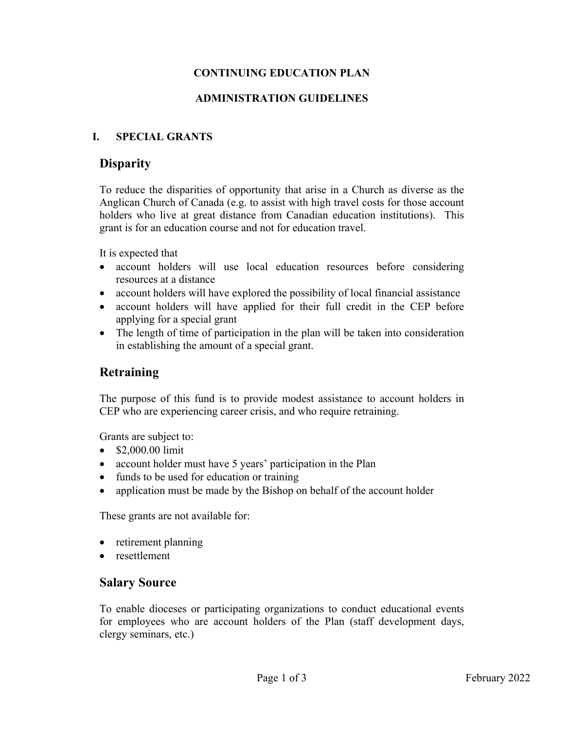# CONTINUING EDUCATION PLAN

# ADMINISTRATION GUIDELINES

## I. SPECIAL GRANTS

### Disparity

To reduce the disparities of opportunity that arise in a Church as diverse as the Anglican Church of Canada (e.g. to assist with high travel costs for those account holders who live at great distance from Canadian education institutions). This grant is for an education course and not for education travel.

It is expected that

- account holders will use local education resources before considering resources at a distance
- account holders will have explored the possibility of local financial assistance
- account holders will have applied for their full credit in the CEP before applying for a special grant
- The length of time of participation in the plan will be taken into consideration in establishing the amount of a special grant.

### Retraining

The purpose of this fund is to provide modest assistance to account holders in CEP who are experiencing career crisis, and who require retraining.

Grants are subject to:

- $2,000.00 limit
- account holder must have 5 years' participation in the Plan
- funds to be used for education or training
- application must be made by the Bishop on behalf of the account holder

These grants are not available for:

- retirement planning
- resettlement

### Salary Source

To enable dioceses or participating organizations to conduct educational events for employees who are account holders of the Plan (staff development days, clergy seminars, etc.)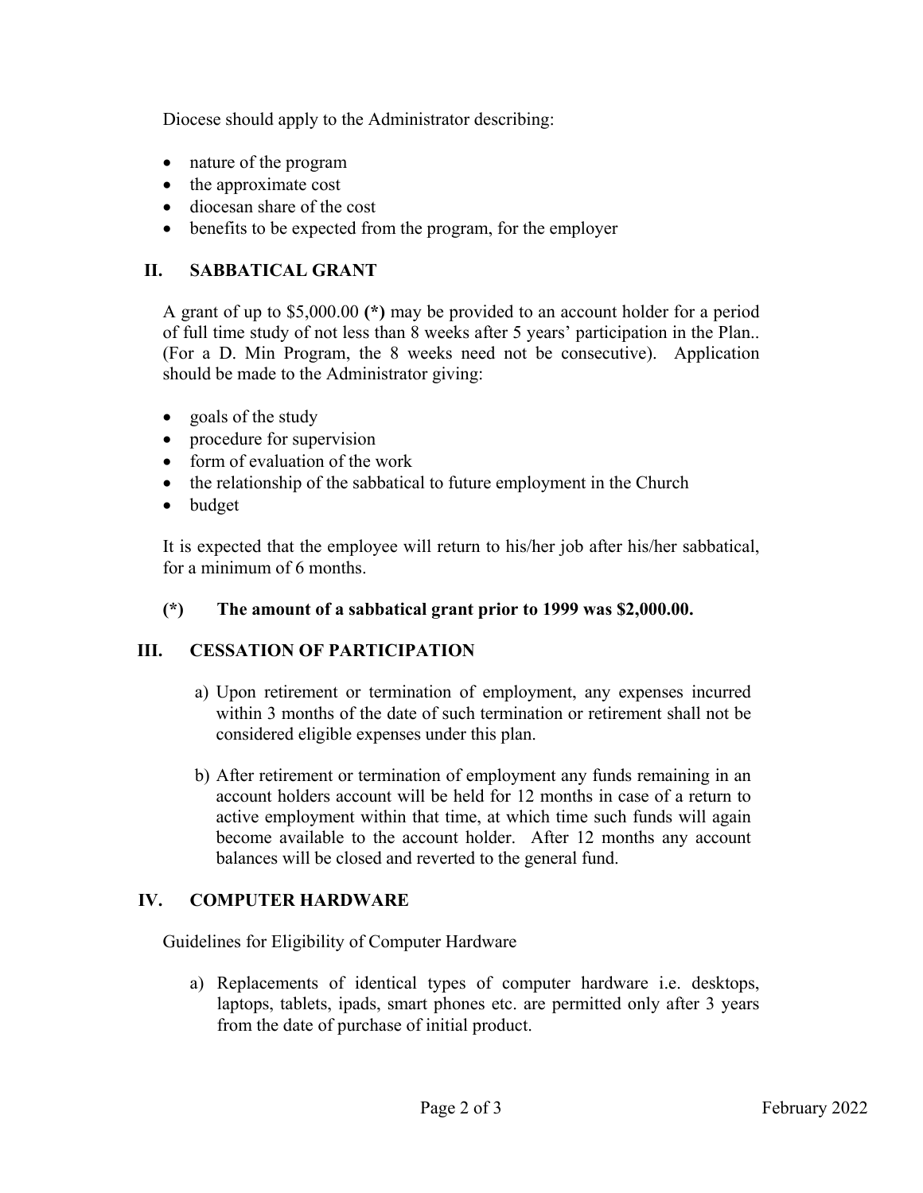Diocese should apply to the Administrator describing:

- nature of the program
- the approximate cost
- diocesan share of the cost
- benefits to be expected from the program, for the employer

## II. SABBATICAL GRANT

A grant of up to $5,000.00 **(*)** may be provided to an account holder for a period of full time study of not less than 8 weeks after 5 years' participation in the Plan.. (For a D. Min Program, the 8 weeks need not be consecutive). Application should be made to the Administrator giving:

- goals of the study
- procedure for supervision
- form of evaluation of the work
- the relationship of the sabbatical to future employment in the Church
- budget

It is expected that the employee will return to his/her job after his/her sabbatical, for a minimum of 6 months.

**(*) The amount of a sabbatical grant prior to 1999 was $2,000.00.**

## III. CESSATION OF PARTICIPATION

a) Upon retirement or termination of employment, any expenses incurred within 3 months of the date of such termination or retirement shall not be considered eligible expenses under this plan.

b) After retirement or termination of employment any funds remaining in an account holders account will be held for 12 months in case of a return to active employment within that time, at which time such funds will again become available to the account holder. After 12 months any account balances will be closed and reverted to the general fund.

## IV. COMPUTER HARDWARE

Guidelines for Eligibility of Computer Hardware

a) Replacements of identical types of computer hardware i.e. desktops, laptops, tablets, ipads, smart phones etc. are permitted only after 3 years from the date of purchase of initial product.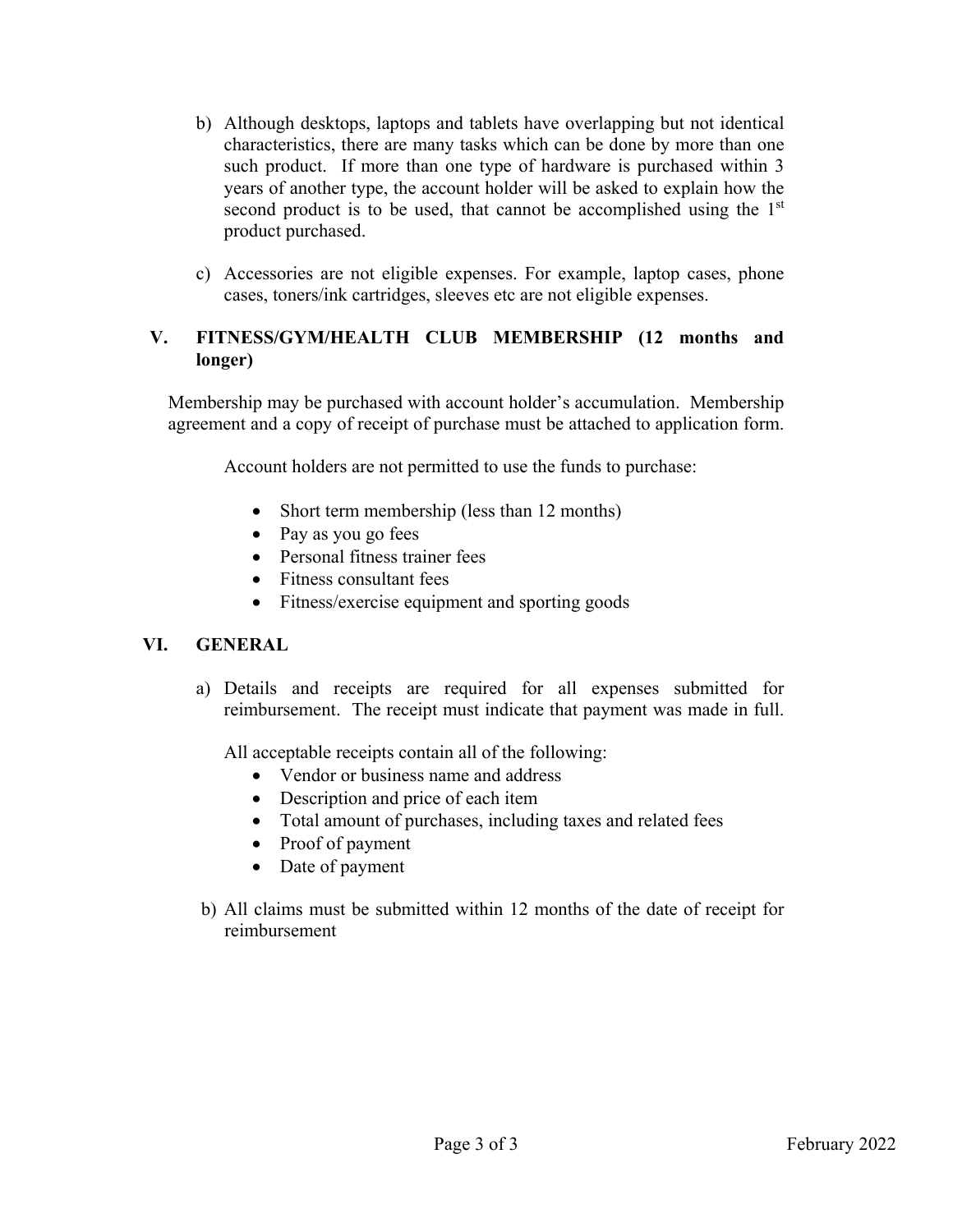b) Although desktops, laptops and tablets have overlapping but not identical characteristics, there are many tasks which can be done by more than one such product. If more than one type of hardware is purchased within 3 years of another type, the account holder will be asked to explain how the second product is to be used, that cannot be accomplished using the 1st product purchased.

c) Accessories are not eligible expenses. For example, laptop cases, phone cases, toners/ink cartridges, sleeves etc are not eligible expenses.

## V. FITNESS/GYM/HEALTH CLUB MEMBERSHIP (12 months and longer)

Membership may be purchased with account holder's accumulation. Membership agreement and a copy of receipt of purchase must be attached to application form.

Account holders are not permitted to use the funds to purchase:

- Short term membership (less than 12 months)
- Pay as you go fees
- Personal fitness trainer fees
- Fitness consultant fees
- Fitness/exercise equipment and sporting goods

## VI. GENERAL

a) Details and receipts are required for all expenses submitted for reimbursement. The receipt must indicate that payment was made in full.

All acceptable receipts contain all of the following:

- Vendor or business name and address
- Description and price of each item
- Total amount of purchases, including taxes and related fees
- Proof of payment
- Date of payment

b) All claims must be submitted within 12 months of the date of receipt for reimbursement

February 2022